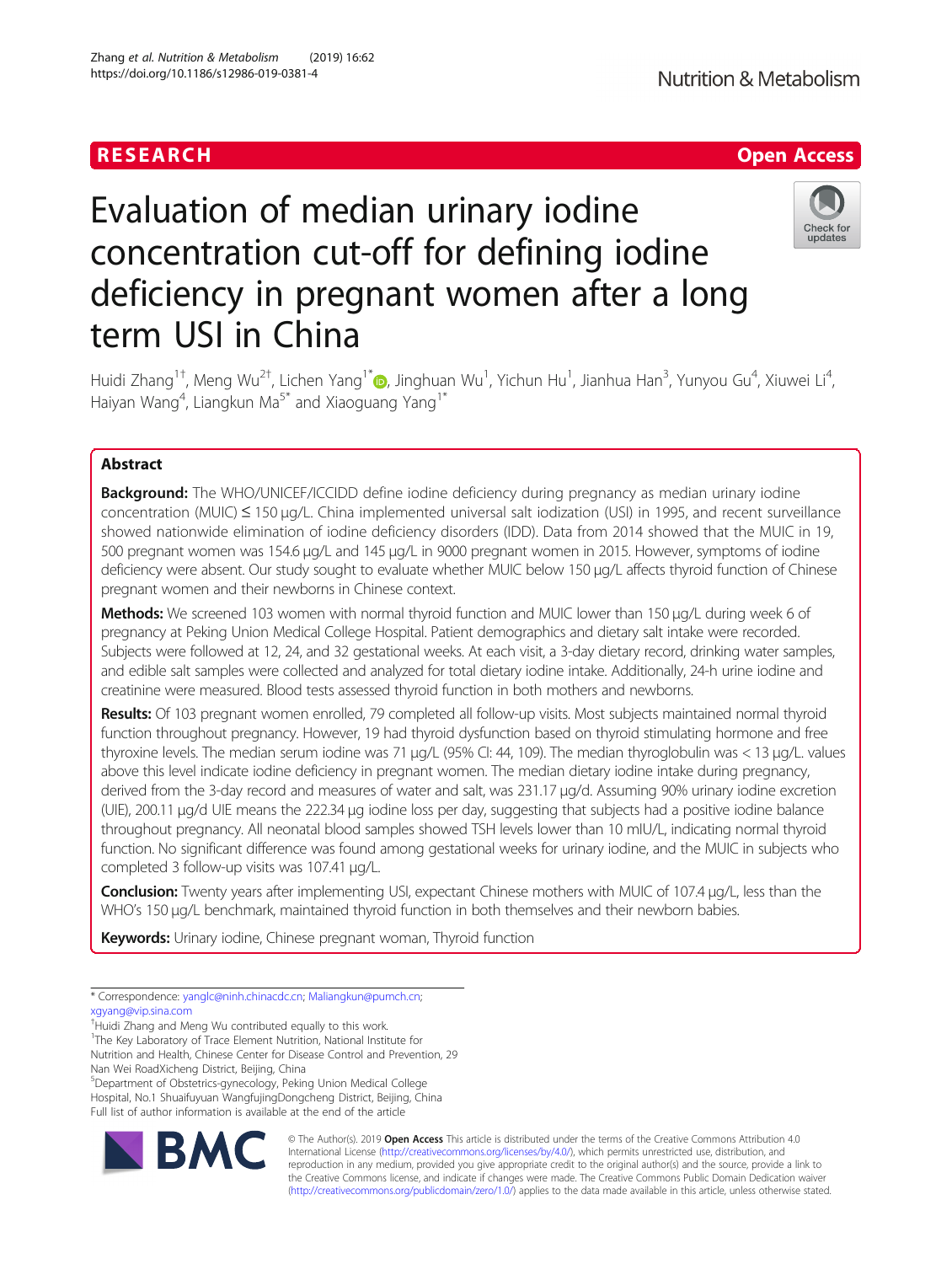RESEARCH

Open Access

# Evaluation of median urinary iodine concentration cut-off for defining iodine deficiency in pregnant women after a long term USI in China

Huidi Zhang[1†], Meng Wu[2†], Lichen Yang[1*], Jinghuan Wu[1], Yichun Hu[1], Jianhua Han[3], Yunyou Gu[4], Xiuwei Li[4], Haiyan Wang[4], Liangkun Ma[5*] and Xiaoguang Yang[1*]

## Abstract

**Background:** The WHO/UNICEF/ICCIDD define iodine deficiency during pregnancy as median urinary iodine concentration (MUIC) ≤ 150 μg/L. China implemented universal salt iodization (USI) in 1995, and recent surveillance showed nationwide elimination of iodine deficiency disorders (IDD). Data from 2014 showed that the MUIC in 19, 500 pregnant women was 154.6 μg/L and 145 μg/L in 9000 pregnant women in 2015. However, symptoms of iodine deficiency were absent. Our study sought to evaluate whether MUIC below 150 μg/L affects thyroid function of Chinese pregnant women and their newborns in Chinese context.

**Methods:** We screened 103 women with normal thyroid function and MUIC lower than 150 μg/L during week 6 of pregnancy at Peking Union Medical College Hospital. Patient demographics and dietary salt intake were recorded. Subjects were followed at 12, 24, and 32 gestational weeks. At each visit, a 3-day dietary record, drinking water samples, and edible salt samples were collected and analyzed for total dietary iodine intake. Additionally, 24-h urine iodine and creatinine were measured. Blood tests assessed thyroid function in both mothers and newborns.

**Results:** Of 103 pregnant women enrolled, 79 completed all follow-up visits. Most subjects maintained normal thyroid function throughout pregnancy. However, 19 had thyroid dysfunction based on thyroid stimulating hormone and free thyroxine levels. The median serum iodine was 71 μg/L (95% CI: 44, 109). The median thyroglobulin was < 13 μg/L. values above this level indicate iodine deficiency in pregnant women. The median dietary iodine intake during pregnancy, derived from the 3-day record and measures of water and salt, was 231.17 μg/d. Assuming 90% urinary iodine excretion (UIE), 200.11 μg/d UIE means the 222.34 μg iodine loss per day, suggesting that subjects had a positive iodine balance throughout pregnancy. All neonatal blood samples showed TSH levels lower than 10 mIU/L, indicating normal thyroid function. No significant difference was found among gestational weeks for urinary iodine, and the MUIC in subjects who completed 3 follow-up visits was 107.41 μg/L.

**Conclusion:** Twenty years after implementing USI, expectant Chinese mothers with MUIC of 107.4 μg/L, less than the WHO's 150 μg/L benchmark, maintained thyroid function in both themselves and their newborn babies.

**Keywords:** Urinary iodine, Chinese pregnant woman, Thyroid function

---

* Correspondence: yanglc@ninh.chinacdc.cn; Maliangkun@pumch.cn; xgyang@vip.sina.com

†Huidi Zhang and Meng Wu contributed equally to this work.

[1]The Key Laboratory of Trace Element Nutrition, National Institute for Nutrition and Health, Chinese Center for Disease Control and Prevention, 29 Nan Wei RoadXicheng District, Beijing, China

[5]Department of Obstetrics-gynecology, Peking Union Medical College Hospital, No.1 Shuaifuyuan WangfujingDongcheng District, Beijing, China

Full list of author information is available at the end of the article

© The Author(s). 2019 **Open Access** This article is distributed under the terms of the Creative Commons Attribution 4.0 International License (http://creativecommons.org/licenses/by/4.0/), which permits unrestricted use, distribution, and reproduction in any medium, provided you give appropriate credit to the original author(s) and the source, provide a link to the Creative Commons license, and indicate if changes were made. The Creative Commons Public Domain Dedication waiver (http://creativecommons.org/publicdomain/zero/1.0/) applies to the data made available in this article, unless otherwise stated.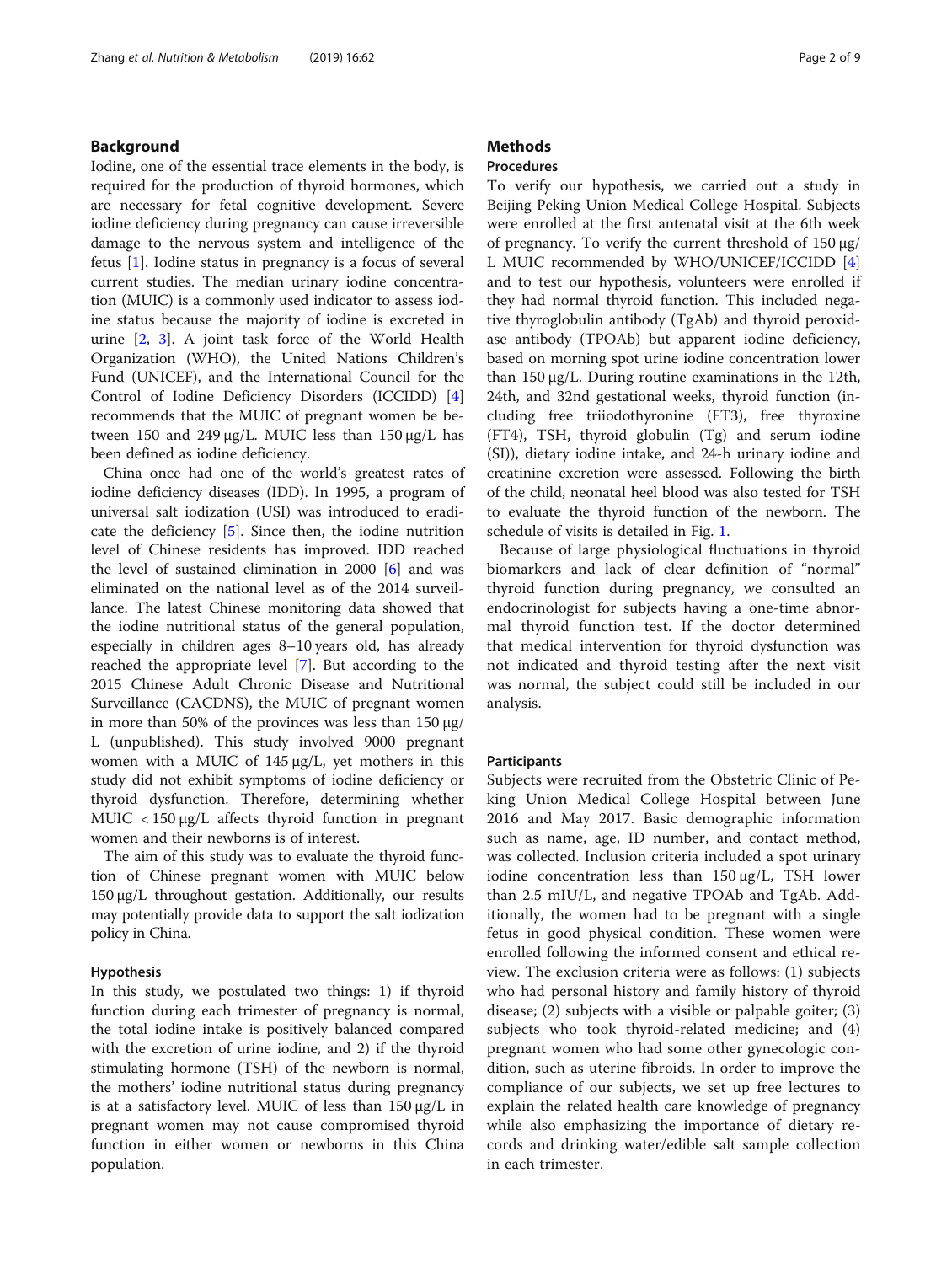## Background

Iodine, one of the essential trace elements in the body, is required for the production of thyroid hormones, which are necessary for fetal cognitive development. Severe iodine deficiency during pregnancy can cause irreversible damage to the nervous system and intelligence of the fetus [1]. Iodine status in pregnancy is a focus of several current studies. The median urinary iodine concentration (MUIC) is a commonly used indicator to assess iodine status because the majority of iodine is excreted in urine [2, 3]. A joint task force of the World Health Organization (WHO), the United Nations Children's Fund (UNICEF), and the International Council for the Control of Iodine Deficiency Disorders (ICCIDD) [4] recommends that the MUIC of pregnant women be between 150 and 249 μg/L. MUIC less than 150 μg/L has been defined as iodine deficiency.

China once had one of the world's greatest rates of iodine deficiency diseases (IDD). In 1995, a program of universal salt iodization (USI) was introduced to eradicate the deficiency [5]. Since then, the iodine nutrition level of Chinese residents has improved. IDD reached the level of sustained elimination in 2000 [6] and was eliminated on the national level as of the 2014 surveillance. The latest Chinese monitoring data showed that the iodine nutritional status of the general population, especially in children ages 8–10 years old, has already reached the appropriate level [7]. But according to the 2015 Chinese Adult Chronic Disease and Nutritional Surveillance (CACDNS), the MUIC of pregnant women in more than 50% of the provinces was less than 150 μg/L (unpublished). This study involved 9000 pregnant women with a MUIC of 145 μg/L, yet mothers in this study did not exhibit symptoms of iodine deficiency or thyroid dysfunction. Therefore, determining whether MUIC < 150 μg/L affects thyroid function in pregnant women and their newborns is of interest.

The aim of this study was to evaluate the thyroid function of Chinese pregnant women with MUIC below 150 μg/L throughout gestation. Additionally, our results may potentially provide data to support the salt iodization policy in China.

### Hypothesis

In this study, we postulated two things: 1) if thyroid function during each trimester of pregnancy is normal, the total iodine intake is positively balanced compared with the excretion of urine iodine, and 2) if the thyroid stimulating hormone (TSH) of the newborn is normal, the mothers' iodine nutritional status during pregnancy is at a satisfactory level. MUIC of less than 150 μg/L in pregnant women may not cause compromised thyroid function in either women or newborns in this China population.

## Methods

### Procedures

To verify our hypothesis, we carried out a study in Beijing Peking Union Medical College Hospital. Subjects were enrolled at the first antenatal visit at the 6th week of pregnancy. To verify the current threshold of 150 μg/L MUIC recommended by WHO/UNICEF/ICCIDD [4] and to test our hypothesis, volunteers were enrolled if they had normal thyroid function. This included negative thyroglobulin antibody (TgAb) and thyroid peroxidase antibody (TPOAb) but apparent iodine deficiency, based on morning spot urine iodine concentration lower than 150 μg/L. During routine examinations in the 12th, 24th, and 32nd gestational weeks, thyroid function (including free triiodothyronine (FT3), free thyroxine (FT4), TSH, thyroid globulin (Tg) and serum iodine (SI)), dietary iodine intake, and 24-h urinary iodine and creatinine excretion were assessed. Following the birth of the child, neonatal heel blood was also tested for TSH to evaluate the thyroid function of the newborn. The schedule of visits is detailed in Fig. 1.

Because of large physiological fluctuations in thyroid biomarkers and lack of clear definition of "normal" thyroid function during pregnancy, we consulted an endocrinologist for subjects having a one-time abnormal thyroid function test. If the doctor determined that medical intervention for thyroid dysfunction was not indicated and thyroid testing after the next visit was normal, the subject could still be included in our analysis.

### Participants

Subjects were recruited from the Obstetric Clinic of Peking Union Medical College Hospital between June 2016 and May 2017. Basic demographic information such as name, age, ID number, and contact method, was collected. Inclusion criteria included a spot urinary iodine concentration less than 150 μg/L, TSH lower than 2.5 mIU/L, and negative TPOAb and TgAb. Additionally, the women had to be pregnant with a single fetus in good physical condition. These women were enrolled following the informed consent and ethical review. The exclusion criteria were as follows: (1) subjects who had personal history and family history of thyroid disease; (2) subjects with a visible or palpable goiter; (3) subjects who took thyroid-related medicine; and (4) pregnant women who had some other gynecologic condition, such as uterine fibroids. In order to improve the compliance of our subjects, we set up free lectures to explain the related health care knowledge of pregnancy while also emphasizing the importance of dietary records and drinking water/edible salt sample collection in each trimester.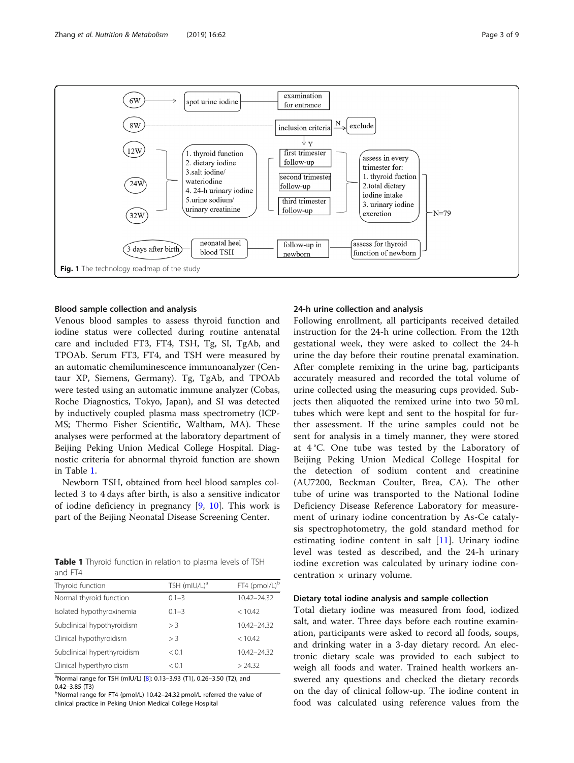Fig. 1 The technology roadmap of the study

### Blood sample collection and analysis

Venous blood samples to assess thyroid function and iodine status were collected during routine antenatal care and included FT3, FT4, TSH, Tg, SI, TgAb, and TPOAb. Serum FT3, FT4, and TSH were measured by an automatic chemiluminescence immunoanalyzer (Centaur XP, Siemens, Germany). Tg, TgAb, and TPOAb were tested using an automatic immune analyzer (Cobas, Roche Diagnostics, Tokyo, Japan), and SI was detected by inductively coupled plasma mass spectrometry (ICP-MS; Thermo Fisher Scientific, Waltham, MA). These analyses were performed at the laboratory department of Beijing Peking Union Medical College Hospital. Diagnostic criteria for abnormal thyroid function are shown in Table 1.

Newborn TSH, obtained from heel blood samples collected 3 to 4 days after birth, is also a sensitive indicator of iodine deficiency in pregnancy [9, 10]. This work is part of the Beijing Neonatal Disease Screening Center.

**Table 1** Thyroid function in relation to plasma levels of TSH and FT4

| Thyroid function | TSH (mIU/L)[a] | FT4 (pmol/L)[b] |
|---|---|---|
| Normal thyroid function | 0.1–3 | 10.42–24.32 |
| Isolated hypothyroxinemia | 0.1–3 | < 10.42 |
| Subclinical hypothyroidism | > 3 | 10.42–24.32 |
| Clinical hypothyroidism | > 3 | < 10.42 |
| Subclinical hyperthyroidism | < 0.1 | 10.42–24.32 |
| Clinical hyperthyroidism | < 0.1 | > 24.32 |

[a]Normal range for TSH (mIU/L) [8]: 0.13–3.93 (T1), 0.26–3.50 (T2), and 0.42–3.85 (T3)

[b]Normal range for FT4 (pmol/L) 10.42–24.32 pmol/L referred the value of clinical practice in Peking Union Medical College Hospital

### 24-h urine collection and analysis

Following enrollment, all participants received detailed instruction for the 24-h urine collection. From the 12th gestational week, they were asked to collect the 24-h urine the day before their routine prenatal examination. After complete remixing in the urine bag, participants accurately measured and recorded the total volume of urine collected using the measuring cups provided. Subjects then aliquoted the remixed urine into two 50 mL tubes which were kept and sent to the hospital for further assessment. If the urine samples could not be sent for analysis in a timely manner, they were stored at 4 °C. One tube was tested by the Laboratory of Beijing Peking Union Medical College Hospital for the detection of sodium content and creatinine (AU7200, Beckman Coulter, Brea, CA). The other tube of urine was transported to the National Iodine Deficiency Disease Reference Laboratory for measurement of urinary iodine concentration by As-Ce catalysis spectrophotometry, the gold standard method for estimating iodine content in salt [11]. Urinary iodine level was tested as described, and the 24-h urinary iodine excretion was calculated by urinary iodine concentration × urinary volume.

### Dietary total iodine analysis and sample collection

Total dietary iodine was measured from food, iodized salt, and water. Three days before each routine examination, participants were asked to record all foods, soups, and drinking water in a 3-day dietary record. An electronic dietary scale was provided to each subject to weigh all foods and water. Trained health workers answered any questions and checked the dietary records on the day of clinical follow-up. The iodine content in food was calculated using reference values from the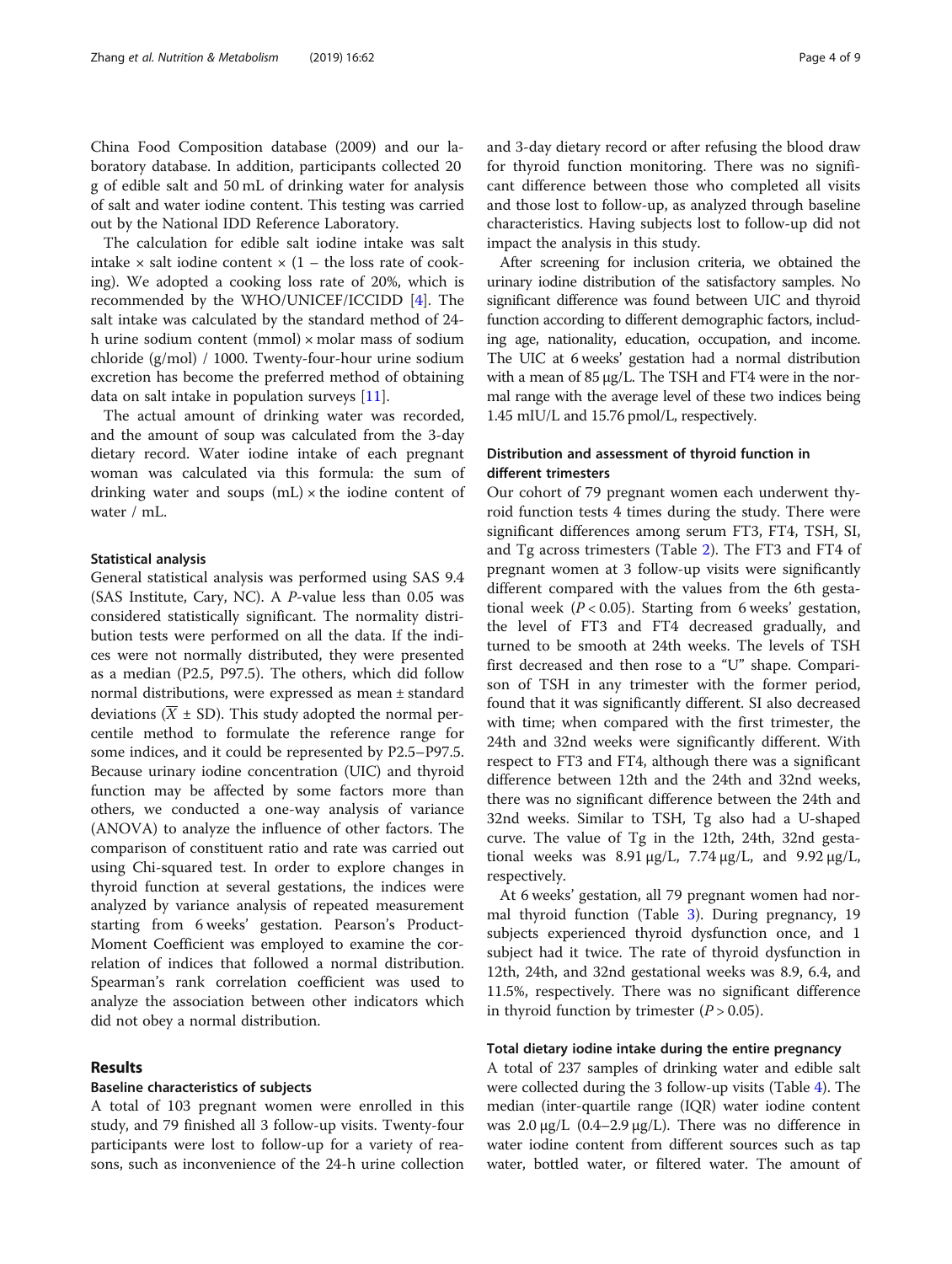China Food Composition database (2009) and our laboratory database. In addition, participants collected 20 g of edible salt and 50 mL of drinking water for analysis of salt and water iodine content. This testing was carried out by the National IDD Reference Laboratory.

The calculation for edible salt iodine intake was salt intake × salt iodine content × (1 – the loss rate of cooking). We adopted a cooking loss rate of 20%, which is recommended by the WHO/UNICEF/ICCIDD [4]. The salt intake was calculated by the standard method of 24-h urine sodium content (mmol) × molar mass of sodium chloride (g/mol) / 1000. Twenty-four-hour urine sodium excretion has become the preferred method of obtaining data on salt intake in population surveys [11].

The actual amount of drinking water was recorded, and the amount of soup was calculated from the 3-day dietary record. Water iodine intake of each pregnant woman was calculated via this formula: the sum of drinking water and soups (mL) × the iodine content of water / mL.

#### Statistical analysis

General statistical analysis was performed using SAS 9.4 (SAS Institute, Cary, NC). A *P*-value less than 0.05 was considered statistically significant. The normality distribution tests were performed on all the data. If the indices were not normally distributed, they were presented as a median (P2.5, P97.5). The others, which did follow normal distributions, were expressed as mean ± standard deviations ($\overline{X} \pm SD$). This study adopted the normal percentile method to formulate the reference range for some indices, and it could be represented by P2.5–P97.5. Because urinary iodine concentration (UIC) and thyroid function may be affected by some factors more than others, we conducted a one-way analysis of variance (ANOVA) to analyze the influence of other factors. The comparison of constituent ratio and rate was carried out using Chi-squared test. In order to explore changes in thyroid function at several gestations, the indices were analyzed by variance analysis of repeated measurement starting from 6 weeks' gestation. Pearson's Product-Moment Coefficient was employed to examine the correlation of indices that followed a normal distribution. Spearman's rank correlation coefficient was used to analyze the association between other indicators which did not obey a normal distribution.

## Results

### Baseline characteristics of subjects

A total of 103 pregnant women were enrolled in this study, and 79 finished all 3 follow-up visits. Twenty-four participants were lost to follow-up for a variety of reasons, such as inconvenience of the 24-h urine collection and 3-day dietary record or after refusing the blood draw for thyroid function monitoring. There was no significant difference between those who completed all visits and those lost to follow-up, as analyzed through baseline characteristics. Having subjects lost to follow-up did not impact the analysis in this study.

After screening for inclusion criteria, we obtained the urinary iodine distribution of the satisfactory samples. No significant difference was found between UIC and thyroid function according to different demographic factors, including age, nationality, education, occupation, and income. The UIC at 6 weeks' gestation had a normal distribution with a mean of 85 μg/L. The TSH and FT4 were in the normal range with the average level of these two indices being 1.45 mIU/L and 15.76 pmol/L, respectively.

### Distribution and assessment of thyroid function in different trimesters

Our cohort of 79 pregnant women each underwent thyroid function tests 4 times during the study. There were significant differences among serum FT3, FT4, TSH, SI, and Tg across trimesters (Table 2). The FT3 and FT4 of pregnant women at 3 follow-up visits were significantly different compared with the values from the 6th gestational week ($P < 0.05$). Starting from 6 weeks' gestation, the level of FT3 and FT4 decreased gradually, and turned to be smooth at 24th weeks. The levels of TSH first decreased and then rose to a "U" shape. Comparison of TSH in any trimester with the former period, found that it was significantly different. SI also decreased with time; when compared with the first trimester, the 24th and 32nd weeks were significantly different. With respect to FT3 and FT4, although there was a significant difference between 12th and the 24th and 32nd weeks, there was no significant difference between the 24th and 32nd weeks. Similar to TSH, Tg also had a U-shaped curve. The value of Tg in the 12th, 24th, 32nd gestational weeks was 8.91 μg/L, 7.74 μg/L, and 9.92 μg/L, respectively.

At 6 weeks' gestation, all 79 pregnant women had normal thyroid function (Table 3). During pregnancy, 19 subjects experienced thyroid dysfunction once, and 1 subject had it twice. The rate of thyroid dysfunction in 12th, 24th, and 32nd gestational weeks was 8.9, 6.4, and 11.5%, respectively. There was no significant difference in thyroid function by trimester ($P > 0.05$).

### Total dietary iodine intake during the entire pregnancy

A total of 237 samples of drinking water and edible salt were collected during the 3 follow-up visits (Table 4). The median (inter-quartile range (IQR) water iodine content was 2.0 μg/L (0.4–2.9 μg/L). There was no difference in water iodine content from different sources such as tap water, bottled water, or filtered water. The amount of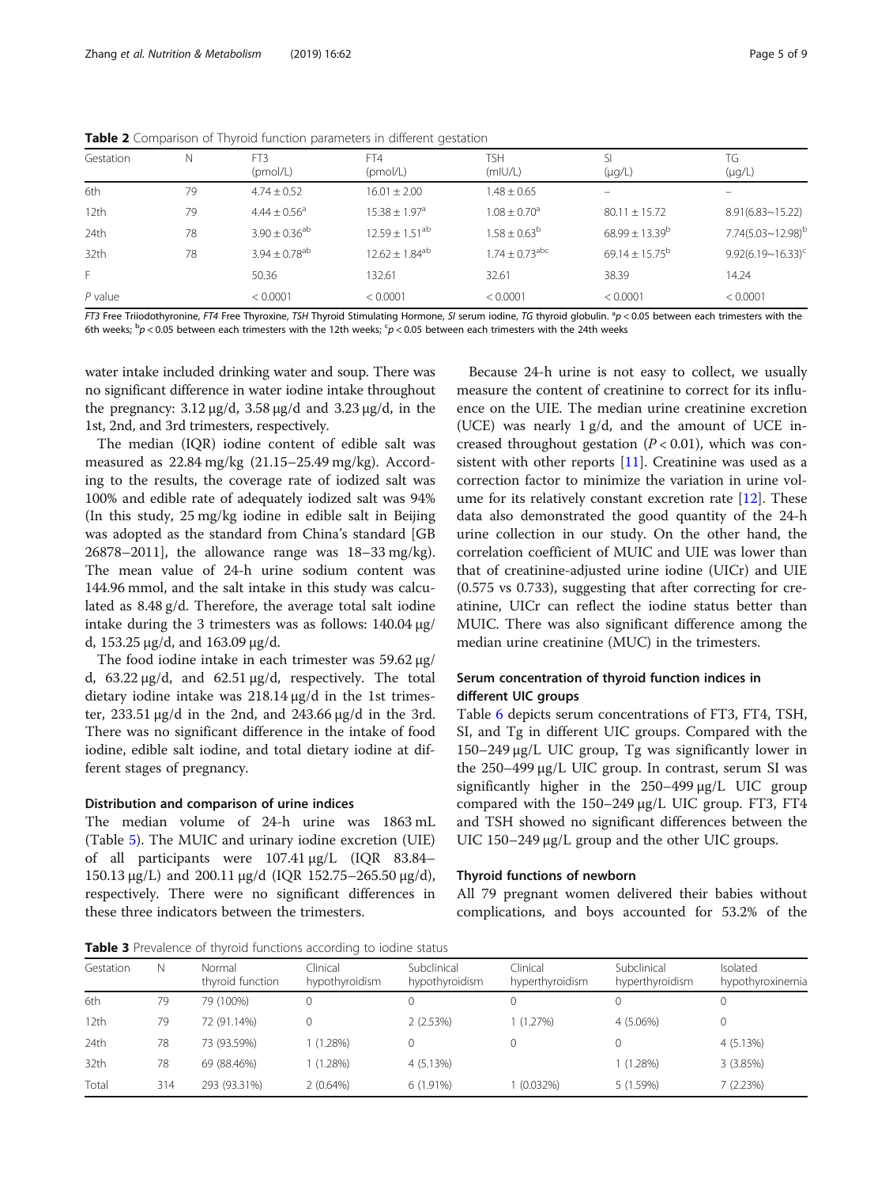**Table 2** Comparison of Thyroid function parameters in different gestation

| Gestation | N | FT3 (pmol/L) | FT4 (pmol/L) | TSH (mIU/L) | SI (μg/L) | TG (μg/L) |
|---|---|---|---|---|---|---|
| 6th | 79 | 4.74 ± 0.52 | 16.01 ± 2.00 | 1.48 ± 0.65 | – | – |
| 12th | 79 | 4.44 ± 0.56[a] | 15.38 ± 1.97[a] | 1.08 ± 0.70[a] | 80.11 ± 15.72 | 8.91(6.83~15.22) |
| 24th | 78 | 3.90 ± 0.36[ab] | 12.59 ± 1.51[ab] | 1.58 ± 0.63[b] | 68.99 ± 13.39[b] | 7.74(5.03~12.98)[b] |
| 32th | 78 | 3.94 ± 0.78[ab] | 12.62 ± 1.84[ab] | 1.74 ± 0.73[abc] | 69.14 ± 15.75[b] | 9.92(6.19~16.33)[c] |
| F | | 50.36 | 132.61 | 32.61 | 38.39 | 14.24 |
| *P* value | | < 0.0001 | < 0.0001 | < 0.0001 | < 0.0001 | < 0.0001 |

*FT3* Free Triiodothyronine, *FT4* Free Thyroxine, *TSH* Thyroid Stimulating Hormone, *SI* serum iodine, *TG* thyroid globulin. [a]$p < 0.05$ between each trimesters with the 6th weeks; [b]$p < 0.05$ between each trimesters with the 12th weeks; [c]$p < 0.05$ between each trimesters with the 24th weeks

water intake included drinking water and soup. There was no significant difference in water iodine intake throughout the pregnancy: 3.12 μg/d, 3.58 μg/d and 3.23 μg/d, in the 1st, 2nd, and 3rd trimesters, respectively.

The median (IQR) iodine content of edible salt was measured as 22.84 mg/kg (21.15–25.49 mg/kg). According to the results, the coverage rate of iodized salt was 100% and edible rate of adequately iodized salt was 94% (In this study, 25 mg/kg iodine in edible salt in Beijing was adopted as the standard from China's standard [GB 26878–2011], the allowance range was 18–33 mg/kg). The mean value of 24-h urine sodium content was 144.96 mmol, and the salt intake in this study was calculated as 8.48 g/d. Therefore, the average total salt iodine intake during the 3 trimesters was as follows: 140.04 μg/d, 153.25 μg/d, and 163.09 μg/d.

The food iodine intake in each trimester was 59.62 μg/d, 63.22 μg/d, and 62.51 μg/d, respectively. The total dietary iodine intake was 218.14 μg/d in the 1st trimester, 233.51 μg/d in the 2nd, and 243.66 μg/d in the 3rd. There was no significant difference in the intake of food iodine, edible salt iodine, and total dietary iodine at different stages of pregnancy.

### Distribution and comparison of urine indices

The median volume of 24-h urine was 1863 mL (Table 5). The MUIC and urinary iodine excretion (UIE) of all participants were 107.41 μg/L (IQR 83.84–150.13 μg/L) and 200.11 μg/d (IQR 152.75–265.50 μg/d), respectively. There were no significant differences in these three indicators between the trimesters.

Because 24-h urine is not easy to collect, we usually measure the content of creatinine to correct for its influence on the UIE. The median urine creatinine excretion (UCE) was nearly 1 g/d, and the amount of UCE increased throughout gestation ($P < 0.01$), which was consistent with other reports [11]. Creatinine was used as a correction factor to minimize the variation in urine volume for its relatively constant excretion rate [12]. These data also demonstrated the good quantity of the 24-h urine collection in our study. On the other hand, the correlation coefficient of MUIC and UIE was lower than that of creatinine-adjusted urine iodine (UICr) and UIE (0.575 vs 0.733), suggesting that after correcting for creatinine, UICr can reflect the iodine status better than MUIC. There was also significant difference among the median urine creatinine (MUC) in the trimesters.

### Serum concentration of thyroid function indices in different UIC groups

Table 6 depicts serum concentrations of FT3, FT4, TSH, SI, and Tg in different UIC groups. Compared with the 150–249 μg/L UIC group, Tg was significantly lower in the 250–499 μg/L UIC group. In contrast, serum SI was significantly higher in the 250–499 μg/L UIC group compared with the 150–249 μg/L UIC group. FT3, FT4 and TSH showed no significant differences between the UIC 150–249 μg/L group and the other UIC groups.

### Thyroid functions of newborn

All 79 pregnant women delivered their babies without complications, and boys accounted for 53.2% of the

**Table 3** Prevalence of thyroid functions according to iodine status

| Gestation | N | Normal thyroid function | Clinical hypothyroidism | Subclinical hypothyroidism | Clinical hyperthyroidism | Subclinical hyperthyroidism | Isolated hypothyroxinemia |
|---|---|---|---|---|---|---|---|
| 6th | 79 | 79 (100%) | 0 | 0 | 0 | 0 | 0 |
| 12th | 79 | 72 (91.14%) | 0 | 2 (2.53%) | 1 (1.27%) | 4 (5.06%) | 0 |
| 24th | 78 | 73 (93.59%) | 1 (1.28%) | 0 | 0 | 0 | 4 (5.13%) |
| 32th | 78 | 69 (88.46%) | 1 (1.28%) | 4 (5.13%) | | 1 (1.28%) | 3 (3.85%) |
| Total | 314 | 293 (93.31%) | 2 (0.64%) | 6 (1.91%) | 1 (0.032%) | 5 (1.59%) | 7 (2.23%) |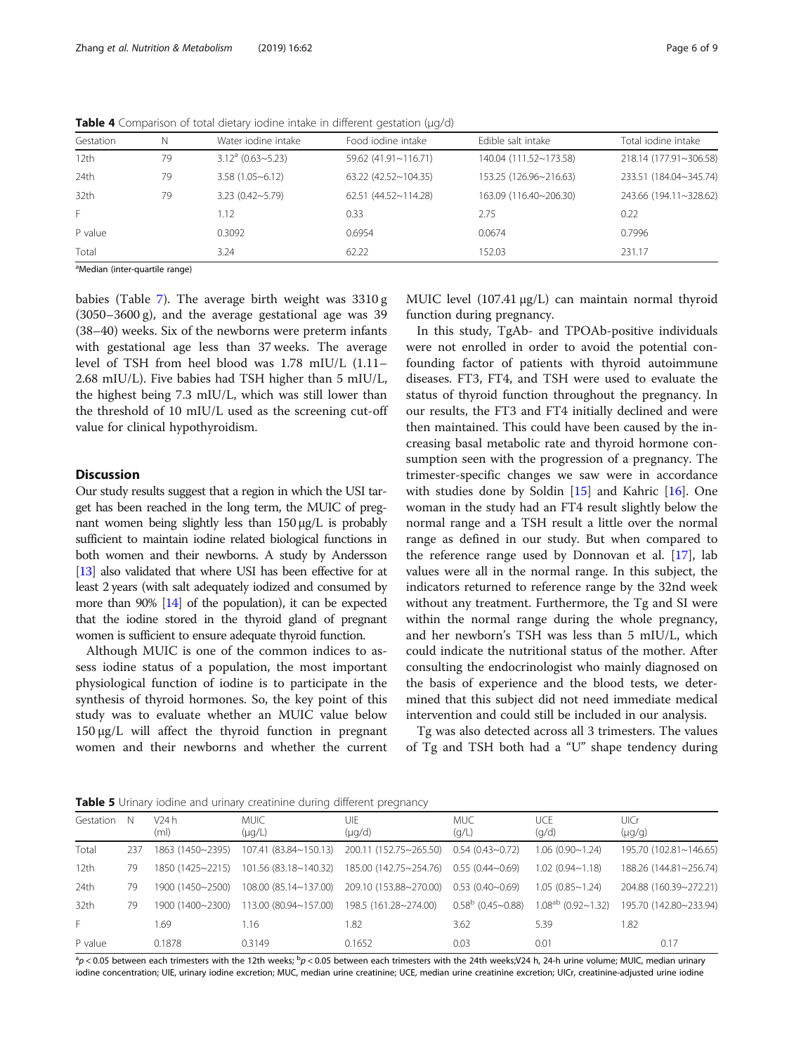**Table 4** Comparison of total dietary iodine intake in different gestation (μg/d)

| Gestation | N | Water iodine intake | Food iodine intake | Edible salt intake | Total iodine intake |
|---|---|---|---|---|---|
| 12th | 79 | 3.12[a] (0.63~5.23) | 59.62 (41.91~116.71) | 140.04 (111.52~173.58) | 218.14 (177.91~306.58) |
| 24th | 79 | 3.58 (1.05~6.12) | 63.22 (42.52~104.35) | 153.25 (126.96~216.63) | 233.51 (184.04~345.74) |
| 32th | 79 | 3.23 (0.42~5.79) | 62.51 (44.52~114.28) | 163.09 (116.40~206.30) | 243.66 (194.11~328.62) |
| F | | 1.12 | 0.33 | 2.75 | 0.22 |
| P value | | 0.3092 | 0.6954 | 0.0674 | 0.7996 |
| Total | | 3.24 | 62.22 | 152.03 | 231.17 |

[a]Median (inter-quartile range)

babies (Table 7). The average birth weight was 3310 g (3050–3600 g), and the average gestational age was 39 (38–40) weeks. Six of the newborns were preterm infants with gestational age less than 37 weeks. The average level of TSH from heel blood was 1.78 mIU/L (1.11–2.68 mIU/L). Five babies had TSH higher than 5 mIU/L, the highest being 7.3 mIU/L, which was still lower than the threshold of 10 mIU/L used as the screening cut-off value for clinical hypothyroidism.

## Discussion

Our study results suggest that a region in which the USI target has been reached in the long term, the MUIC of pregnant women being slightly less than 150 μg/L is probably sufficient to maintain iodine related biological functions in both women and their newborns. A study by Andersson [13] also validated that where USI has been effective for at least 2 years (with salt adequately iodized and consumed by more than 90% [14] of the population), it can be expected that the iodine stored in the thyroid gland of pregnant women is sufficient to ensure adequate thyroid function.

Although MUIC is one of the common indices to assess iodine status of a population, the most important physiological function of iodine is to participate in the synthesis of thyroid hormones. So, the key point of this study was to evaluate whether an MUIC value below 150 μg/L will affect the thyroid function in pregnant women and their newborns and whether the current MUIC level (107.41 μg/L) can maintain normal thyroid function during pregnancy.

In this study, TgAb- and TPOAb-positive individuals were not enrolled in order to avoid the potential confounding factor of patients with thyroid autoimmune diseases. FT3, FT4, and TSH were used to evaluate the status of thyroid function throughout the pregnancy. In our results, the FT3 and FT4 initially declined and were then maintained. This could have been caused by the increasing basal metabolic rate and thyroid hormone consumption seen with the progression of a pregnancy. The trimester-specific changes we saw were in accordance with studies done by Soldin [15] and Kahric [16]. One woman in the study had an FT4 result slightly below the normal range and a TSH result a little over the normal range as defined in our study. But when compared to the reference range used by Donnovan et al. [17], lab values were all in the normal range. In this subject, the indicators returned to reference range by the 32nd week without any treatment. Furthermore, the Tg and SI were within the normal range during the whole pregnancy, and her newborn's TSH was less than 5 mIU/L, which could indicate the nutritional status of the mother. After consulting the endocrinologist who mainly diagnosed on the basis of experience and the blood tests, we determined that this subject did not need immediate medical intervention and could still be included in our analysis.

Tg was also detected across all 3 trimesters. The values of Tg and TSH both had a "U" shape tendency during

**Table 5** Urinary iodine and urinary creatinine during different pregnancy

| Gestation | N | V24 h (ml) | MUIC (μg/L) | UIE (μg/d) | MUC (g/L) | UCE (g/d) | UICr (μg/g) |
|---|---|---|---|---|---|---|---|
| Total | 237 | 1863 (1450~2395) | 107.41 (83.84~150.13) | 200.11 (152.75~265.50) | 0.54 (0.43~0.72) | 1.06 (0.90~1.24) | 195.70 (102.81~146.65) |
| 12th | 79 | 1850 (1425~2215) | 101.56 (83.18~140.32) | 185.00 (142.75~254.76) | 0.55 (0.44~0.69) | 1.02 (0.94~1.18) | 188.26 (144.81~256.74) |
| 24th | 79 | 1900 (1450~2500) | 108.00 (85.14~137.00) | 209.10 (153.88~270.00) | 0.53 (0.40~0.69) | 1.05 (0.85~1.24) | 204.88 (160.39~272.21) |
| 32th | 79 | 1900 (1400~2300) | 113.00 (80.94~157.00) | 198.5 (161.28~274.00) | 0.58[b] (0.45~0.88) | 1.08[ab] (0.92~1.32) | 195.70 (142.80~233.94) |
| F | | 1.69 | 1.16 | 1.82 | 3.62 | 5.39 | 1.82 |
| P value | | 0.1878 | 0.3149 | 0.1652 | 0.03 | 0.01 | 0.17 |

[a]$p < 0.05$ between each trimesters with the 12th weeks; [b]$p < 0.05$ between each trimesters with the 24th weeks;V24 h, 24-h urine volume; MUIC, median urinary iodine concentration; UIE, urinary iodine excretion; MUC, median urine creatinine; UCE, median urine creatinine excretion; UICr, creatinine-adjusted urine iodine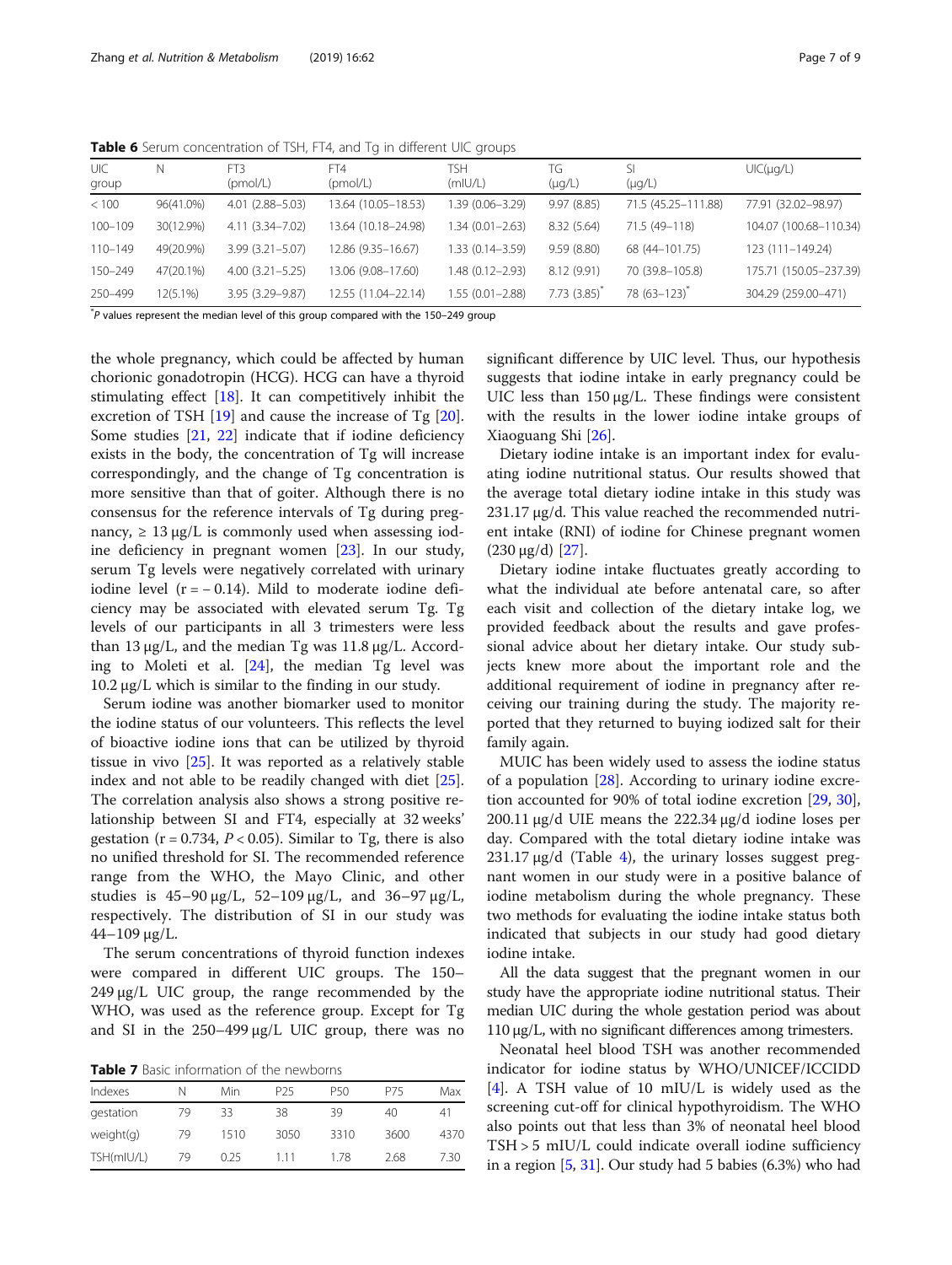**Table 6** Serum concentration of TSH, FT4, and Tg in different UIC groups

| UIC group | N | FT3 (pmol/L) | FT4 (pmol/L) | TSH (mIU/L) | TG (μg/L) | SI (μg/L) | UIC(μg/L) |
|---|---|---|---|---|---|---|---|
| < 100 | 96(41.0%) | 4.01 (2.88–5.03) | 13.64 (10.05–18.53) | 1.39 (0.06–3.29) | 9.97 (8.85) | 71.5 (45.25–111.88) | 77.91 (32.02–98.97) |
| 100–109 | 30(12.9%) | 4.11 (3.34–7.02) | 13.64 (10.18–24.98) | 1.34 (0.01–2.63) | 8.32 (5.64) | 71.5 (49–118) | 104.07 (100.68–110.34) |
| 110–149 | 49(20.9%) | 3.99 (3.21–5.07) | 12.86 (9.35–16.67) | 1.33 (0.14–3.59) | 9.59 (8.80) | 68 (44–101.75) | 123 (111–149.24) |
| 150–249 | 47(20.1%) | 4.00 (3.21–5.25) | 13.06 (9.08–17.60) | 1.48 (0.12–2.93) | 8.12 (9.91) | 70 (39.8–105.8) | 175.71 (150.05–237.39) |
| 250–499 | 12(5.1%) | 3.95 (3.29–9.87) | 12.55 (11.04–22.14) | 1.55 (0.01–2.88) | 7.73 (3.85)* | 78 (63–123)* | 304.29 (259.00–471) |

*P values represent the median level of this group compared with the 150–249 group

the whole pregnancy, which could be affected by human chorionic gonadotropin (HCG). HCG can have a thyroid stimulating effect [18]. It can competitively inhibit the excretion of TSH [19] and cause the increase of Tg [20]. Some studies [21, 22] indicate that if iodine deficiency exists in the body, the concentration of Tg will increase correspondingly, and the change of Tg concentration is more sensitive than that of goiter. Although there is no consensus for the reference intervals of Tg during pregnancy, ≥ 13 μg/L is commonly used when assessing iodine deficiency in pregnant women [23]. In our study, serum Tg levels were negatively correlated with urinary iodine level ($r = -0.14$). Mild to moderate iodine deficiency may be associated with elevated serum Tg. Tg levels of our participants in all 3 trimesters were less than 13 μg/L, and the median Tg was 11.8 μg/L. According to Moleti et al. [24], the median Tg level was 10.2 μg/L which is similar to the finding in our study.

Serum iodine was another biomarker used to monitor the iodine status of our volunteers. This reflects the level of bioactive iodine ions that can be utilized by thyroid tissue in vivo [25]. It was reported as a relatively stable index and not able to be readily changed with diet [25]. The correlation analysis also shows a strong positive relationship between SI and FT4, especially at 32 weeks' gestation ($r = 0.734$, $P < 0.05$). Similar to Tg, there is also no unified threshold for SI. The recommended reference range from the WHO, the Mayo Clinic, and other studies is 45–90 μg/L, 52–109 μg/L, and 36–97 μg/L, respectively. The distribution of SI in our study was 44–109 μg/L.

The serum concentrations of thyroid function indexes were compared in different UIC groups. The 150–249 μg/L UIC group, the range recommended by the WHO, was used as the reference group. Except for Tg and SI in the 250–499 μg/L UIC group, there was no significant difference by UIC level. Thus, our hypothesis suggests that iodine intake in early pregnancy could be UIC less than 150 μg/L. These findings were consistent with the results in the lower iodine intake groups of Xiaoguang Shi [26].

**Table 7** Basic information of the newborns

| Indexes | N | Min | P25 | P50 | P75 | Max |
|---|---|---|---|---|---|---|
| gestation | 79 | 33 | 38 | 39 | 40 | 41 |
| weight(g) | 79 | 1510 | 3050 | 3310 | 3600 | 4370 |
| TSH(mIU/L) | 79 | 0.25 | 1.11 | 1.78 | 2.68 | 7.30 |

Dietary iodine intake is an important index for evaluating iodine nutritional status. Our results showed that the average total dietary iodine intake in this study was 231.17 μg/d. This value reached the recommended nutrient intake (RNI) of iodine for Chinese pregnant women (230 μg/d) [27].

Dietary iodine intake fluctuates greatly according to what the individual ate before antenatal care, so after each visit and collection of the dietary intake log, we provided feedback about the results and gave professional advice about her dietary intake. Our study subjects knew more about the important role and the additional requirement of iodine in pregnancy after receiving our training during the study. The majority reported that they returned to buying iodized salt for their family again.

MUIC has been widely used to assess the iodine status of a population [28]. According to urinary iodine excretion accounted for 90% of total iodine excretion [29, 30], 200.11 μg/d UIE means the 222.34 μg/d iodine loses per day. Compared with the total dietary iodine intake was 231.17 μg/d (Table 4), the urinary losses suggest pregnant women in our study were in a positive balance of iodine metabolism during the whole pregnancy. These two methods for evaluating the iodine intake status both indicated that subjects in our study had good dietary iodine intake.

All the data suggest that the pregnant women in our study have the appropriate iodine nutritional status. Their median UIC during the whole gestation period was about 110 μg/L, with no significant differences among trimesters.

Neonatal heel blood TSH was another recommended indicator for iodine status by WHO/UNICEF/ICCIDD [4]. A TSH value of 10 mIU/L is widely used as the screening cut-off for clinical hypothyroidism. The WHO also points out that less than 3% of neonatal heel blood TSH > 5 mIU/L could indicate overall iodine sufficiency in a region [5, 31]. Our study had 5 babies (6.3%) who had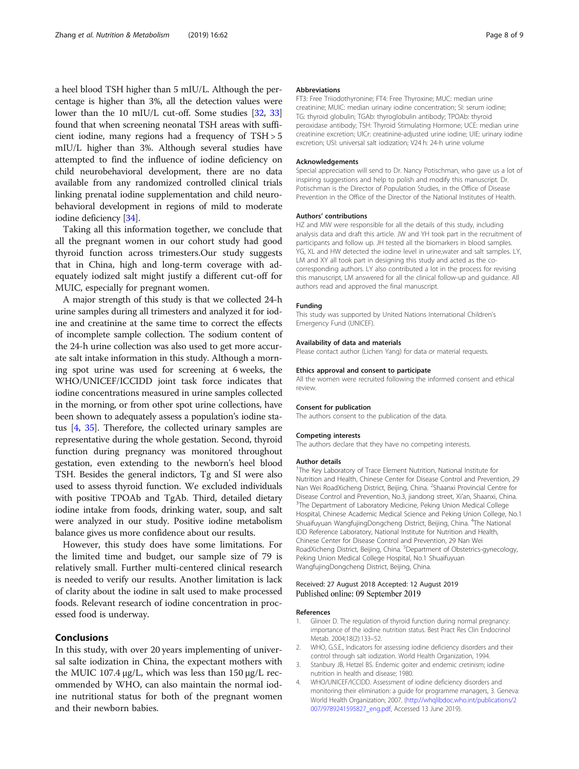a heel blood TSH higher than 5 mIU/L. Although the percentage is higher than 3%, all the detection values were lower than the 10 mIU/L cut-off. Some studies [32, 33] found that when screening neonatal TSH areas with sufficient iodine, many regions had a frequency of TSH > 5 mIU/L higher than 3%. Although several studies have attempted to find the influence of iodine deficiency on child neurobehavioral development, there are no data available from any randomized controlled clinical trials linking prenatal iodine supplementation and child neurobehavioral development in regions of mild to moderate iodine deficiency [34].

Taking all this information together, we conclude that all the pregnant women in our cohort study had good thyroid function across trimesters.Our study suggests that in China, high and long-term coverage with adequately iodized salt might justify a different cut-off for MUIC, especially for pregnant women.

A major strength of this study is that we collected 24-h urine samples during all trimesters and analyzed it for iodine and creatinine at the same time to correct the effects of incomplete sample collection. The sodium content of the 24-h urine collection was also used to get more accurate salt intake information in this study. Although a morning spot urine was used for screening at 6 weeks, the WHO/UNICEF/ICCIDD joint task force indicates that iodine concentrations measured in urine samples collected in the morning, or from other spot urine collections, have been shown to adequately assess a population's iodine status [4, 35]. Therefore, the collected urinary samples are representative during the whole gestation. Second, thyroid function during pregnancy was monitored throughout gestation, even extending to the newborn's heel blood TSH. Besides the general indictors, Tg and SI were also used to assess thyroid function. We excluded individuals with positive TPOAb and TgAb. Third, detailed dietary iodine intake from foods, drinking water, soup, and salt were analyzed in our study. Positive iodine metabolism balance gives us more confidence about our results.

However, this study does have some limitations. For the limited time and budget, our sample size of 79 is relatively small. Further multi-centered clinical research is needed to verify our results. Another limitation is lack of clarity about the iodine in salt used to make processed foods. Relevant research of iodine concentration in processed food is underway.

## Conclusions

In this study, with over 20 years implementing of universal salte iodization in China, the expectant mothers with the MUIC 107.4 μg/L, which was less than 150 μg/L recommended by WHO, can also maintain the normal iodine nutritional status for both of the pregnant women and their newborn babies.

### Abbreviations

FT3: Free Triiodothyronine; FT4: Free Thyroxine; MUC: median urine creatinine; MUIC: median urinary iodine concentration; SI: serum iodine; TG: thyroid globulin; TGAb: thyroglobulin antibody; TPOAb: thyroid peroxidase antibody; TSH: Thyroid Stimulating Hormone; UCE: median urine creatinine excretion; UICr: creatinine-adjusted urine iodine; UIE: urinary iodine excretion; USI: universal salt iodization; V24 h: 24-h urine volume

### Acknowledgements

Special appreciation will send to Dr. Nancy Potischman, who gave us a lot of inspiring suggestions and help to polish and modify this manuscript. Dr. Potischman is the Director of Population Studies, in the Office of Disease Prevention in the Office of the Director of the National Institutes of Health.

### Authors' contributions

HZ and MW were responsible for all the details of this study, including analysis data and draft this article. JW and YH took part in the recruitment of participants and follow up. JH tested all the biomarkers in blood samples. YG, XL and HW detected the iodine level in urine,water and salt samples. LY, LM and XY all took part in designing this study and acted as the co-corresponding authors. LY also contributed a lot in the process for revising this manuscript, LM answered for all the clinical follow-up and guidance. All authors read and approved the final manuscript.

### Funding

This study was supported by United Nations International Children's Emergency Fund (UNICEF).

### Availability of data and materials

Please contact author (Lichen Yang) for data or material requests.

### Ethics approval and consent to participate

All the women were recruited following the informed consent and ethical review.

### Consent for publication

The authors consent to the publication of the data.

### Competing interests

The authors declare that they have no competing interests.

### Author details

[1]The Key Laboratory of Trace Element Nutrition, National Institute for Nutrition and Health, Chinese Center for Disease Control and Prevention, 29 Nan Wei RoadXicheng District, Beijing, China. [2]Shaanxi Provincial Centre for Disease Control and Prevention, No.3, jiandong street, Xi'an, Shaanxi, China. [3]The Department of Laboratory Medicine, Peking Union Medical College Hospital, Chinese Academic Medical Science and Peking Union College, No.1 Shuaifuyuan WangfujingDongcheng District, Beijing, China. [4]The National IDD Reference Laboratory, National Institute for Nutrition and Health, Chinese Center for Disease Control and Prevention, 29 Nan Wei RoadXicheng District, Beijing, China. [5]Department of Obstetrics-gynecology, Peking Union Medical College Hospital, No.1 Shuaifuyuan WangfujingDongcheng District, Beijing, China.

Received: 27 August 2018 Accepted: 12 August 2019
Published online: 09 September 2019

### References

1. Glinoer D. The regulation of thyroid function during normal pregnancy: importance of the iodine nutrition status. Best Pract Res Clin Endocrinol Metab. 2004;18(2):133–52.
2. WHO, G.S.E., Indicators for assessing iodine deficiency disorders and their control through salt iodization. World Health Organization, 1994.
3. Stanbury JB, Hetzel BS. Endemic goiter and endemic cretinism; iodine nutrition in health and disease; 1980.
4. WHO/UNICEF/ICCIDD. Assessment of iodine deficiency disorders and monitoring their elimination: a guide for programme managers, 3. Geneva: World Health Organization; 2007. (http://whqlibdoc.who.int/publications/2007/9789241595827_eng.pdf, Accessed 13 June 2019).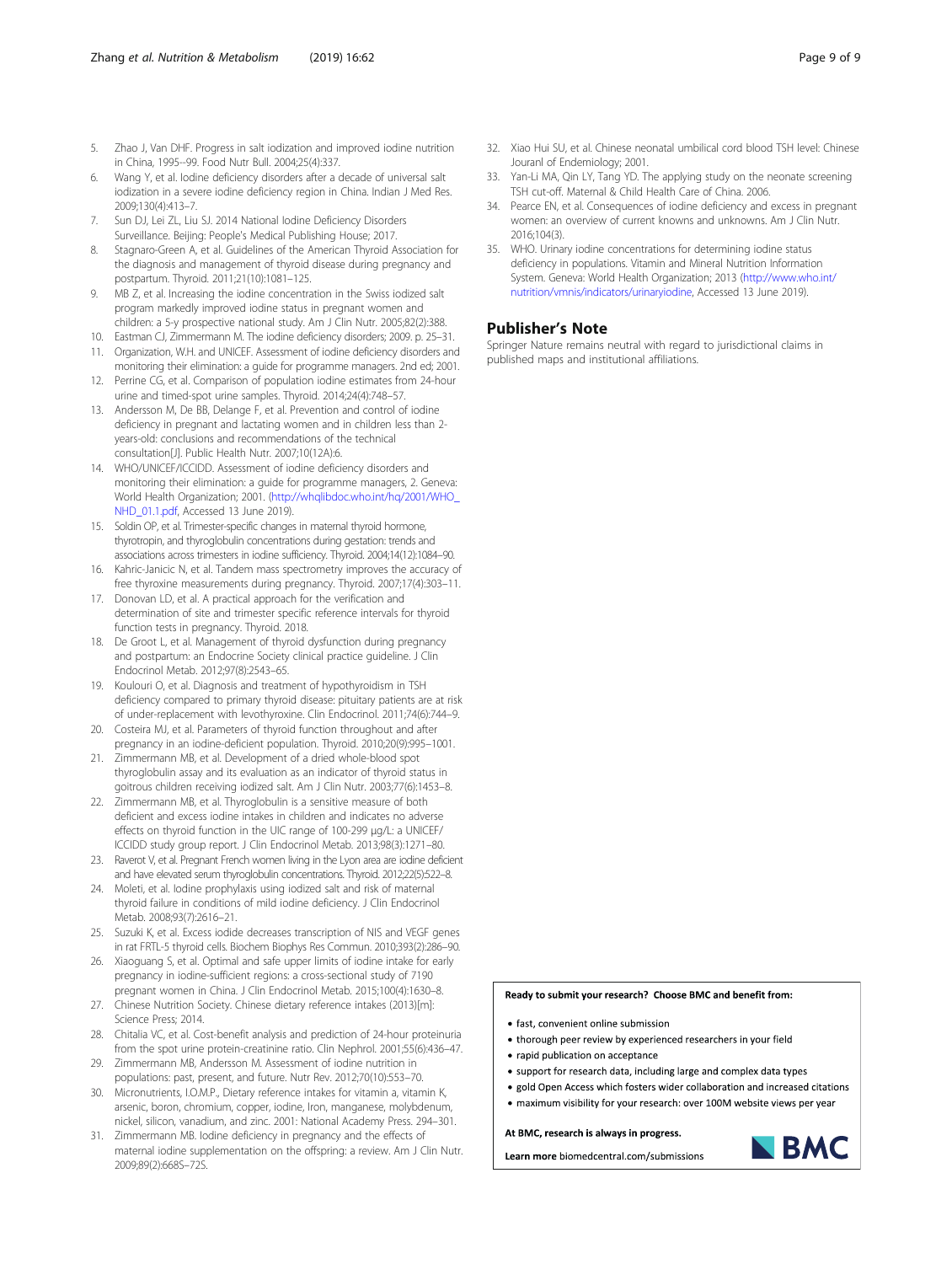5. Zhao J, Van DHF. Progress in salt iodization and improved iodine nutrition in China, 1995--99. Food Nutr Bull. 2004;25(4):337.
6. Wang Y, et al. Iodine deficiency disorders after a decade of universal salt iodization in a severe iodine deficiency region in China. Indian J Med Res. 2009;130(4):413–7.
7. Sun DJ, Lei ZL, Liu SJ. 2014 National Iodine Deficiency Disorders Surveillance. Beijing: People's Medical Publishing House; 2017.
8. Stagnaro-Green A, et al. Guidelines of the American Thyroid Association for the diagnosis and management of thyroid disease during pregnancy and postpartum. Thyroid. 2011;21(10):1081–125.
9. MB Z, et al. Increasing the iodine concentration in the Swiss iodized salt program markedly improved iodine status in pregnant women and children: a 5-y prospective national study. Am J Clin Nutr. 2005;82(2):388.
10. Eastman CJ, Zimmermann M. The iodine deficiency disorders; 2009. p. 25–31.
11. Organization, W.H. and UNICEF. Assessment of iodine deficiency disorders and monitoring their elimination: a guide for programme managers. 2nd ed; 2001.
12. Perrine CG, et al. Comparison of population iodine estimates from 24-hour urine and timed-spot urine samples. Thyroid. 2014;24(4):748–57.
13. Andersson M, De BB, Delange F, et al. Prevention and control of iodine deficiency in pregnant and lactating women and in children less than 2-years-old: conclusions and recommendations of the technical consultation[J]. Public Health Nutr. 2007;10(12A):6.
14. WHO/UNICEF/ICCIDD. Assessment of iodine deficiency disorders and monitoring their elimination: a guide for programme managers, 2. Geneva: World Health Organization; 2001. (http://whqlibdoc.who.int/hq/2001/WHO_NHD_01.1.pdf, Accessed 13 June 2019).
15. Soldin OP, et al. Trimester-specific changes in maternal thyroid hormone, thyrotropin, and thyroglobulin concentrations during gestation: trends and associations across trimesters in iodine sufficiency. Thyroid. 2004;14(12):1084–90.
16. Kahric-Janicic N, et al. Tandem mass spectrometry improves the accuracy of free thyroxine measurements during pregnancy. Thyroid. 2007;17(4):303–11.
17. Donovan LD, et al. A practical approach for the verification and determination of site and trimester specific reference intervals for thyroid function tests in pregnancy. Thyroid. 2018.
18. De Groot L, et al. Management of thyroid dysfunction during pregnancy and postpartum: an Endocrine Society clinical practice guideline. J Clin Endocrinol Metab. 2012;97(8):2543–65.
19. Koulouri O, et al. Diagnosis and treatment of hypothyroidism in TSH deficiency compared to primary thyroid disease: pituitary patients are at risk of under-replacement with levothyroxine. Clin Endocrinol. 2011;74(6):744–9.
20. Costeira MJ, et al. Parameters of thyroid function throughout and after pregnancy in an iodine-deficient population. Thyroid. 2010;20(9):995–1001.
21. Zimmermann MB, et al. Development of a dried whole-blood spot thyroglobulin assay and its evaluation as an indicator of thyroid status in goitrous children receiving iodized salt. Am J Clin Nutr. 2003;77(6):1453–8.
22. Zimmermann MB, et al. Thyroglobulin is a sensitive measure of both deficient and excess iodine intakes in children and indicates no adverse effects on thyroid function in the UIC range of 100-299 μg/L: a UNICEF/ICCIDD study group report. J Clin Endocrinol Metab. 2013;98(3):1271–80.
23. Raverot V, et al. Pregnant French women living in the Lyon area are iodine deficient and have elevated serum thyroglobulin concentrations. Thyroid. 2012;22(5):522–8.
24. Moleti, et al. Iodine prophylaxis using iodized salt and risk of maternal thyroid failure in conditions of mild iodine deficiency. J Clin Endocrinol Metab. 2008;93(7):2616–21.
25. Suzuki K, et al. Excess iodide decreases transcription of NIS and VEGF genes in rat FRTL-5 thyroid cells. Biochem Biophys Res Commun. 2010;393(2):286–90.
26. Xiaoguang S, et al. Optimal and safe upper limits of iodine intake for early pregnancy in iodine-sufficient regions: a cross-sectional study of 7190 pregnant women in China. J Clin Endocrinol Metab. 2015;100(4):1630–8.
27. Chinese Nutrition Society. Chinese dietary reference intakes (2013)[m]: Science Press; 2014.
28. Chitalia VC, et al. Cost-benefit analysis and prediction of 24-hour proteinuria from the spot urine protein-creatinine ratio. Clin Nephrol. 2001;55(6):436–47.
29. Zimmermann MB, Andersson M. Assessment of iodine nutrition in populations: past, present, and future. Nutr Rev. 2012;70(10):553–70.
30. Micronutrients, I.O.M.P., Dietary reference intakes for vitamin a, vitamin K, arsenic, boron, chromium, copper, iodine, Iron, manganese, molybdenum, nickel, silicon, vanadium, and zinc. 2001: National Academy Press. 294–301.
31. Zimmermann MB. Iodine deficiency in pregnancy and the effects of maternal iodine supplementation on the offspring: a review. Am J Clin Nutr. 2009;89(2):668S–72S.
32. Xiao Hui SU, et al. Chinese neonatal umbilical cord blood TSH level: Chinese Jouranl of Endemiology; 2001.
33. Yan-Li MA, Qin LY, Tang YD. The applying study on the neonate screening TSH cut-off. Maternal & Child Health Care of China. 2006.
34. Pearce EN, et al. Consequences of iodine deficiency and excess in pregnant women: an overview of current knowns and unknowns. Am J Clin Nutr. 2016;104(3).
35. WHO. Urinary iodine concentrations for determining iodine status deficiency in populations. Vitamin and Mineral Nutrition Information System. Geneva: World Health Organization; 2013 (http://www.who.int/nutrition/vmnis/indicators/urinaryiodine, Accessed 13 June 2019).

## Publisher's Note

Springer Nature remains neutral with regard to jurisdictional claims in published maps and institutional affiliations.

**Ready to submit your research? Choose BMC and benefit from:**

- fast, convenient online submission
- thorough peer review by experienced researchers in your field
- rapid publication on acceptance
- support for research data, including large and complex data types
- gold Open Access which fosters wider collaboration and increased citations
- maximum visibility for your research: over 100M website views per year

**At BMC, research is always in progress.**

**Learn more** biomedcentral.com/submissions

BMC